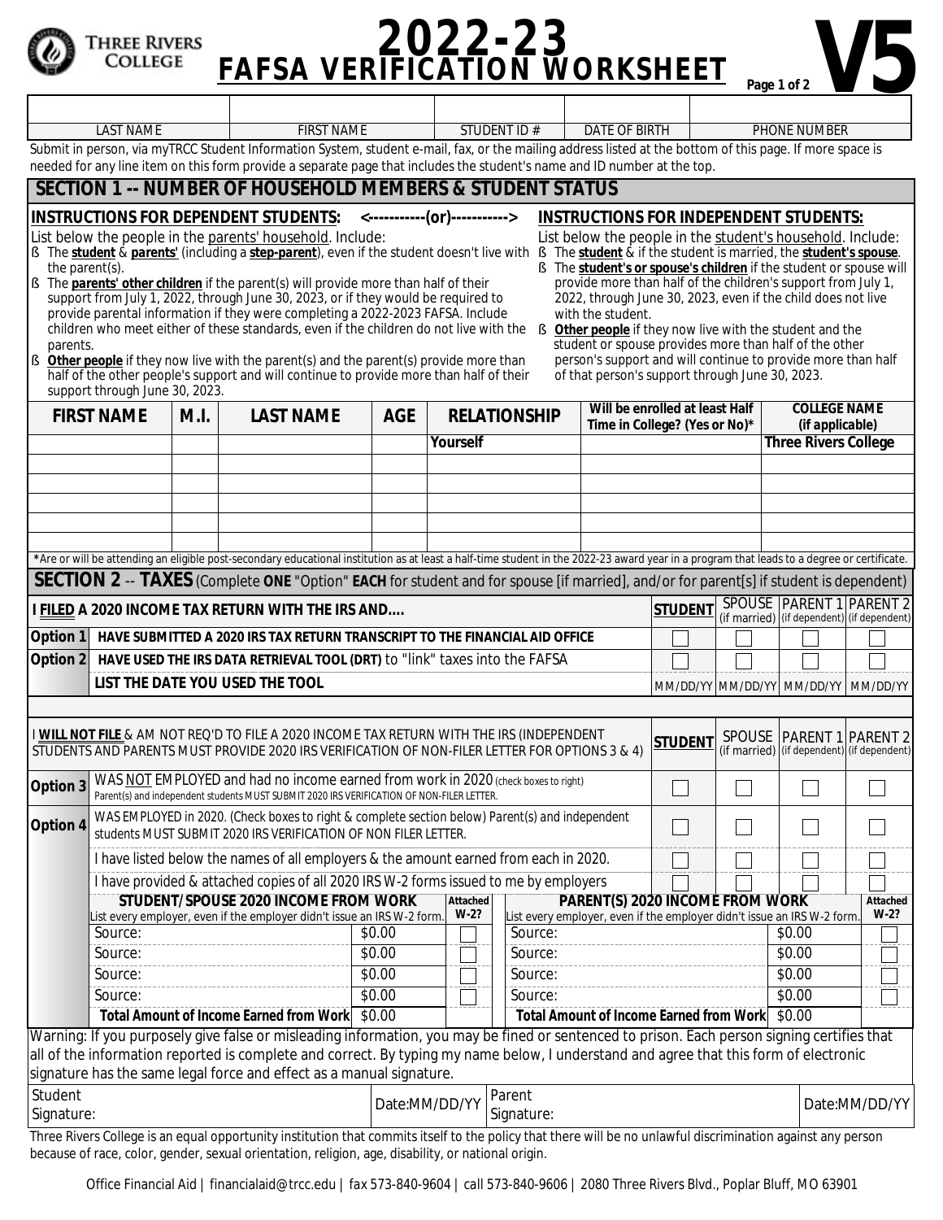THREE RIVERS COLLEGE

# 2022-23 FAFSA VERIFICATION WORKSHEET

Page 1 of 2 **V5**

| LAST NAME | FIRST NAME | STUDENT ID # | DATE OF BIRTH | PHONE NUMBER |
|---|---|---|---|---|
| | | | | |

Submit in person, via myTRCC Student Information System, student e-mail, fax, or the mailing address listed at the bottom of this page. If more space is needed for any line item on this form provide a separate page that includes the student's name and ID number at the top.

## SECTION 1 -- NUMBER OF HOUSEHOLD MEMBERS & STUDENT STATUS

**INSTRUCTIONS FOR DEPENDENT STUDENTS:** <-----------(or)----------->

List below the people in the parents' household. Include:

- The **student** & **parents'** (including a **step-parent**), even if the student doesn't live with the parent(s).
- The **parents' other children** if the parent(s) will provide more than half of their support from July 1, 2022, through June 30, 2023, or if they would be required to provide parental information if they were completing a 2022-2023 FAFSA. Include children who meet either of these standards, even if the children do not live with the parents.
- **Other people** if they now live with the parent(s) and the parent(s) provide more than half of the other people's support and will continue to provide more than half of their support through June 30, 2023.

**INSTRUCTIONS FOR INDEPENDENT STUDENTS:**

List below the people in the student's household. Include:

- The **student** & if the student is married, the **student's spouse**.
- The **student's or spouse's children** if the student or spouse will provide more than half of the children's support from July 1, 2022, through June 30, 2023, even if the child does not live with the student.
- **Other people** if they now live with the student and the student or spouse provides more than half of the other person's support and will continue to provide more than half of that person's support through June 30, 2023.

| FIRST NAME | M.I. | LAST NAME | AGE | RELATIONSHIP | Will be enrolled at least Half Time in College? (Yes or No)* | COLLEGE NAME (if applicable) |
|---|---|---|---|---|---|---|
| | | | | Yourself | | Three Rivers College |
| | | | | | | |
| | | | | | | |
| | | | | | | |
| | | | | | | |
| | | | | | | |

*Are or will be attending an eligible post-secondary educational institution as at least a half-time student in the 2022-23 award year in a program that leads to a degree or certificate.

## SECTION 2 -- TAXES (Complete ONE "Option" EACH for student and for spouse [if married], and/or for parent[s] if student is dependent)

| I **FILED** A 2020 INCOME TAX RETURN WITH THE IRS AND.... | | STUDENT | SPOUSE (if married) | PARENT 1 (if dependent) | PARENT 2 (if dependent) |
|---|---|---|---|---|---|
| Option 1 | HAVE SUBMITTED A 2020 IRS TAX RETURN TRANSCRIPT TO THE FINANCIAL AID OFFICE | ☐ | ☐ | ☐ | ☐ |
| Option 2 | HAVE USED THE IRS DATA RETRIEVAL TOOL (DRT) to "link" taxes into the FAFSA | ☐ | ☐ | ☐ | ☐ |
| | LIST THE DATE YOU USED THE TOOL | MM/DD/YY | MM/DD/YY | MM/DD/YY | MM/DD/YY |

| I **WILL NOT FILE** & AM NOT REQ'D TO FILE A 2020 INCOME TAX RETURN WITH THE IRS (INDEPENDENT STUDENTS AND PARENTS MUST PROVIDE 2020 IRS VERIFICATION OF NON-FILER LETTER FOR OPTIONS 3 & 4) | | STUDENT | SPOUSE (if married) | PARENT 1 (if dependent) | PARENT 2 (if dependent) |
|---|---|---|---|---|---|
| Option 3 | WAS NOT EMPLOYED and had no income earned from work in 2020 (check boxes to right) Parent(s) and independent students MUST SUBMIT 2020 IRS VERIFICATION OF NON-FILER LETTER. | ☐ | ☐ | ☐ | ☐ |
| Option 4 | WAS EMPLOYED in 2020. (Check boxes to right & complete section below) Parent(s) and independent students MUST SUBMIT 2020 IRS VERIFICATION OF NON FILER LETTER. | ☐ | ☐ | ☐ | ☐ |
| | I have listed below the names of all employers & the amount earned from each in 2020. | ☐ | ☐ | ☐ | ☐ |
| | I have provided & attached copies of all 2020 IRS W-2 forms issued to me by employers | ☐ | ☐ | ☐ | ☐ |

| STUDENT/SPOUSE 2020 INCOME FROM WORK (List every employer, even if the employer didn't issue an IRS W-2 form.) | | Attached W-2? | PARENT(S) 2020 INCOME FROM WORK (List every employer, even if the employer didn't issue an IRS W-2 form.) | | Attached W-2? |
|---|---|---|---|---|---|
| Source: | $0.00 | ☐ | Source: | $0.00 | ☐ |
| Source: | $0.00 | ☐ | Source: | $0.00 | ☐ |
| Source: | $0.00 | ☐ | Source: | $0.00 | ☐ |
| Source: | $0.00 | ☐ | Source: | $0.00 | ☐ |
| **Total Amount of Income Earned from Work** | $0.00 | | **Total Amount of Income Earned from Work** | $0.00 | |

Warning: If you purposely give false or misleading information, you may be fined or sentenced to prison. Each person signing certifies that all of the information reported is complete and correct. By typing my name below, I understand and agree that this form of electronic signature has the same legal force and effect as a manual signature.

| Student Signature: | Date:MM/DD/YY | Parent Signature: | Date:MM/DD/YY |
|---|---|---|---|

Three Rivers College is an equal opportunity institution that commits itself to the policy that there will be no unlawful discrimination against any person because of race, color, gender, sexual orientation, religion, age, disability, or national origin.

Office Financial Aid | financialaid@trcc.edu | fax 573-840-9604 | call 573-840-9606 | 2080 Three Rivers Blvd., Poplar Bluff, MO 63901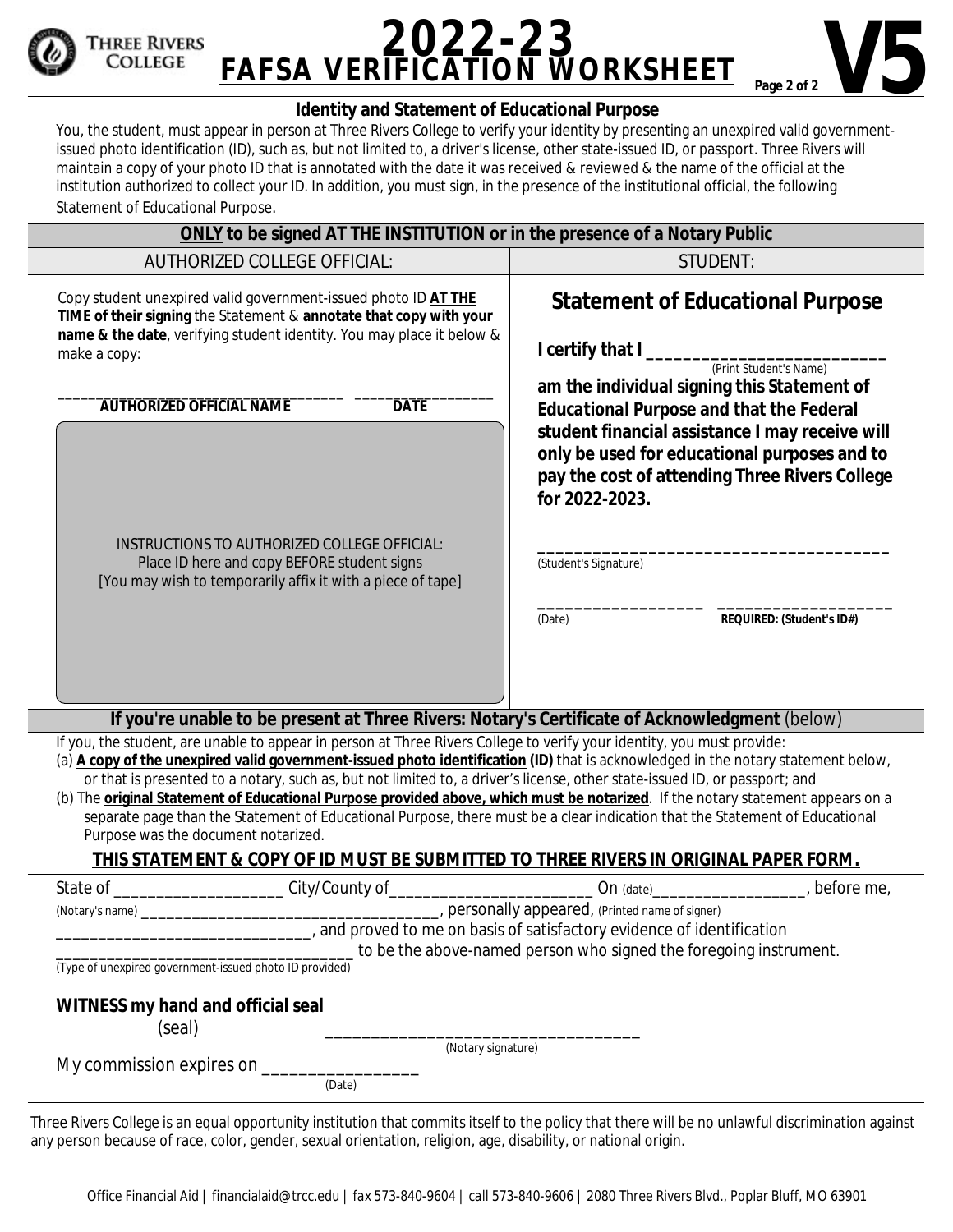# 2022-23 FAFSA VERIFICATION WORKSHEET

**V5**

## Identity and Statement of Educational Purpose

You, the student, must appear in person at Three Rivers College to verify your identity by presenting an unexpired valid government-issued photo identification (ID), such as, but not limited to, a driver's license, other state-issued ID, or passport. Three Rivers will maintain a copy of your photo ID that is annotated with the date it was received & reviewed & the name of the official at the institution authorized to collect your ID. In addition, you must sign, in the presence of the institutional official, the following Statement of Educational Purpose.

**ONLY to be signed AT THE INSTITUTION or in the presence of a Notary Public**

| AUTHORIZED COLLEGE OFFICIAL: | STUDENT: |
|---|---|
| Copy student unexpired valid government-issued photo ID **AT THE TIME of their signing** the Statement & **annotate that copy with your name & the date**, verifying student identity. You may place it below & make a copy:<br><br>________________________ ____________<br>**AUTHORIZED OFFICIAL NAME** **DATE**<br><br>INSTRUCTIONS TO AUTHORIZED COLLEGE OFFICIAL:<br>Place ID here and copy BEFORE student signs<br>[You may wish to temporarily affix it with a piece of tape] | **Statement of Educational Purpose**<br><br>**I certify that I** ________________________ (Print Student's Name) **am the individual signing this Statement of Educational Purpose and that the Federal student financial assistance I may receive will only be used for educational purposes and to pay the cost of attending Three Rivers College for 2022-2023.**<br><br>________________________<br>(Student's Signature)<br><br>______________ ______________<br>(Date) **REQUIRED: (Student's ID#)** |

**If you're unable to be present at Three Rivers: Notary's Certificate of Acknowledgment** (below)

If you, the student, are unable to appear in person at Three Rivers College to verify your identity, you must provide:

(a) **A copy of the unexpired valid government-issued photo identification (ID)** that is acknowledged in the notary statement below, or that is presented to a notary, such as, but not limited to, a driver's license, other state-issued ID, or passport; and

(b) The **original Statement of Educational Purpose provided above, which must be notarized**. If the notary statement appears on a separate page than the Statement of Educational Purpose, there must be a clear indication that the Statement of Educational Purpose was the document notarized.

**THIS STATEMENT & COPY OF ID MUST BE SUBMITTED TO THREE RIVERS IN ORIGINAL PAPER FORM.**

State of ____________________ City/County of ________________________ On (date)__________________, before me,

(Notary's name) ____________________________________, personally appeared, (Printed name of signer)

______________________________, and proved to me on basis of satisfactory evidence of identification

____________________________________ to be the above-named person who signed the foregoing instrument.
(Type of unexpired government-issued photo ID provided)

**WITNESS my hand and official seal**

(seal) ____________________________________
(Notary signature)

My commission expires on _________________
(Date)

Three Rivers College is an equal opportunity institution that commits itself to the policy that there will be no unlawful discrimination against any person because of race, color, gender, sexual orientation, religion, age, disability, or national origin.

Office Financial Aid | financialaid@trcc.edu | fax 573-840-9604 | call 573-840-9606 | 2080 Three Rivers Blvd., Poplar Bluff, MO 63901